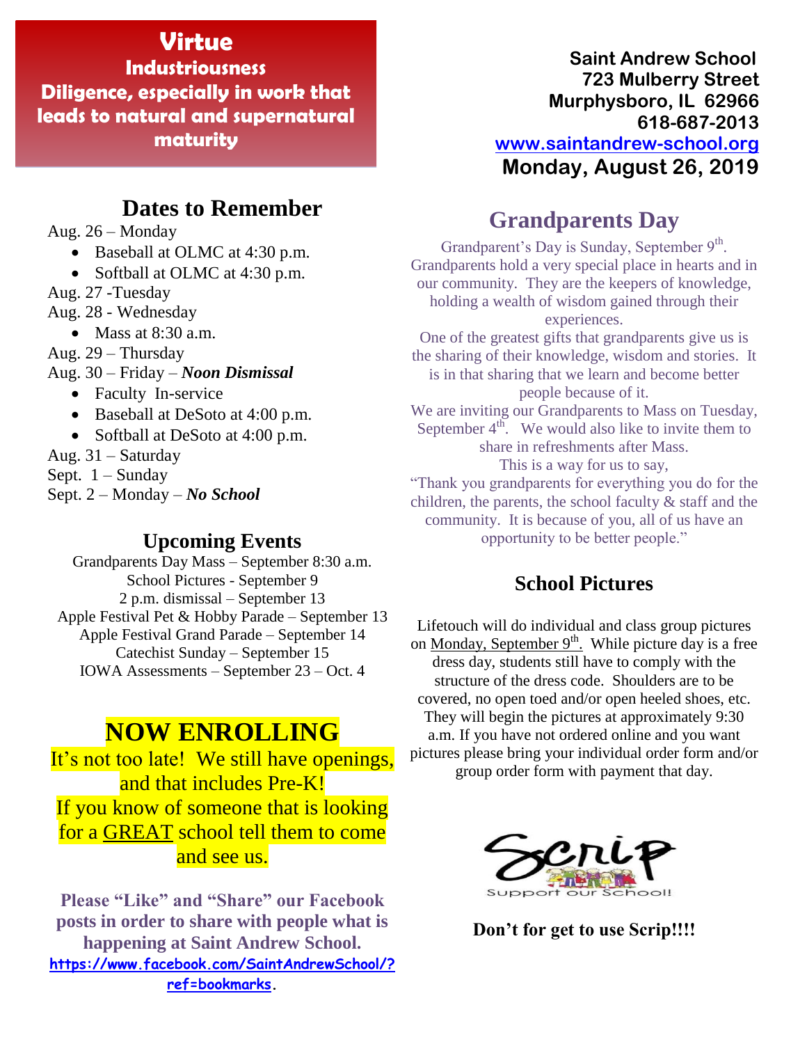# Virtue

**Industriousness**

**Diligence, especially in work that leads to natural and supernatural maturity**

**Saint Andrew School**
**723 Mulberry Street**
**Murphysboro, IL 62966**
**618-687-2013**
**www.saintandrew-school.org**
**Monday, August 26, 2019**

## Dates to Remember

Aug. 26 – Monday

- Baseball at OLMC at 4:30 p.m.
- Softball at OLMC at 4:30 p.m.

Aug. 27 -Tuesday

Aug. 28 - Wednesday

- Mass at 8:30 a.m.

Aug. 29 – Thursday

Aug. 30 – Friday – ***Noon Dismissal***

- Faculty In-service
- Baseball at DeSoto at 4:00 p.m.
- Softball at DeSoto at 4:00 p.m.

Aug. 31 – Saturday

Sept. 1 – Sunday

Sept. 2 – Monday – ***No School***

## Upcoming Events

Grandparents Day Mass – September 8:30 a.m.
School Pictures - September 9
2 p.m. dismissal – September 13
Apple Festival Pet & Hobby Parade – September 13
Apple Festival Grand Parade – September 14
Catechist Sunday – September 15
IOWA Assessments – September 23 – Oct. 4

## NOW ENROLLING

It's not too late! We still have openings, and that includes Pre-K!
If you know of someone that is looking for a GREAT school tell them to come and see us.

**Please "Like" and "Share" our Facebook posts in order to share with people what is happening at Saint Andrew School.**
**https://www.facebook.com/SaintAndrewSchool/?ref=bookmarks**.

## Grandparents Day

Grandparent's Day is Sunday, September 9th.
Grandparents hold a very special place in hearts and in our community. They are the keepers of knowledge, holding a wealth of wisdom gained through their experiences.
One of the greatest gifts that grandparents give us is the sharing of their knowledge, wisdom and stories. It is in that sharing that we learn and become better people because of it.
We are inviting our Grandparents to Mass on Tuesday, September 4th. We would also like to invite them to share in refreshments after Mass.
This is a way for us to say,
"Thank you grandparents for everything you do for the children, the parents, the school faculty & staff and the community. It is because of you, all of us have an opportunity to be better people."

## School Pictures

Lifetouch will do individual and class group pictures on Monday, September 9th. While picture day is a free dress day, students still have to comply with the structure of the dress code. Shoulders are to be covered, no open toed and/or open heeled shoes, etc. They will begin the pictures at approximately 9:30 a.m. If you have not ordered online and you want pictures please bring your individual order form and/or group order form with payment that day.

Scrip
Support our School!

**Don't for get to use Scrip!!!!**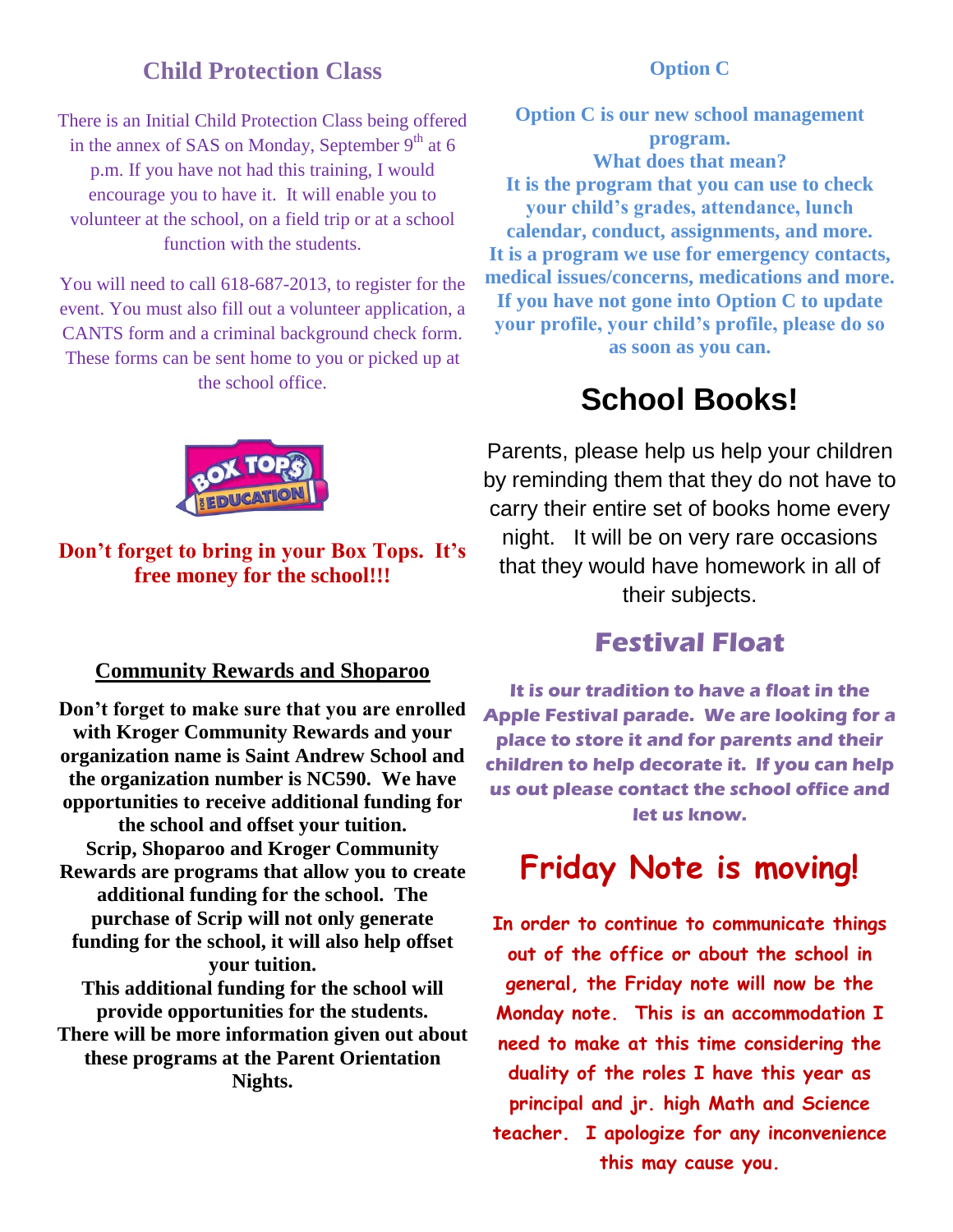## Child Protection Class

There is an Initial Child Protection Class being offered in the annex of SAS on Monday, September 9th at 6 p.m. If you have not had this training, I would encourage you to have it. It will enable you to volunteer at the school, on a field trip or at a school function with the students.

You will need to call 618-687-2013, to register for the event. You must also fill out a volunteer application, a CANTS form and a criminal background check form. These forms can be sent home to you or picked up at the school office.

**Don't forget to bring in your Box Tops. It's free money for the school!!!**

## Community Rewards and Shoparoo

**Don't forget to make sure that you are enrolled with Kroger Community Rewards and your organization name is Saint Andrew School and the organization number is NC590. We have opportunities to receive additional funding for the school and offset your tuition.**

**Scrip, Shoparoo and Kroger Community Rewards are programs that allow you to create additional funding for the school. The purchase of Scrip will not only generate funding for the school, it will also help offset your tuition.**

**This additional funding for the school will provide opportunities for the students. There will be more information given out about these programs at the Parent Orientation Nights.**

## Option C

**Option C is our new school management program.**

**What does that mean?**

**It is the program that you can use to check your child's grades, attendance, lunch calendar, conduct, assignments, and more.**

**It is a program we use for emergency contacts, medical issues/concerns, medications and more.**

**If you have not gone into Option C to update your profile, your child's profile, please do so as soon as you can.**

# School Books!

Parents, please help us help your children by reminding them that they do not have to carry their entire set of books home every night. It will be on very rare occasions that they would have homework in all of their subjects.

## Festival Float

**It is our tradition to have a float in the Apple Festival parade. We are looking for a place to store it and for parents and their children to help decorate it. If you can help us out please contact the school office and let us know.**

# Friday Note is moving!

**In order to continue to communicate things out of the office or about the school in general, the Friday note will now be the Monday note. This is an accommodation I need to make at this time considering the duality of the roles I have this year as principal and jr. high Math and Science teacher. I apologize for any inconvenience this may cause you.**